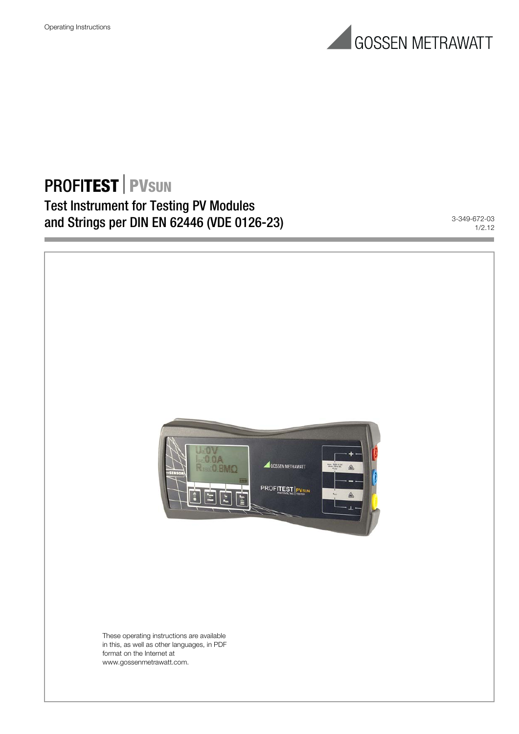Operating Instructions

GOSSEN METRAWATT

# PROFITEST | PVSUN

## Test Instrument for Testing PV Modules and Strings per DIN EN 62446 (VDE 0126-23)

3-349-672-03
1/2.12

These operating instructions are available in this, as well as other languages, in PDF format on the Internet at www.gossenmetrawatt.com.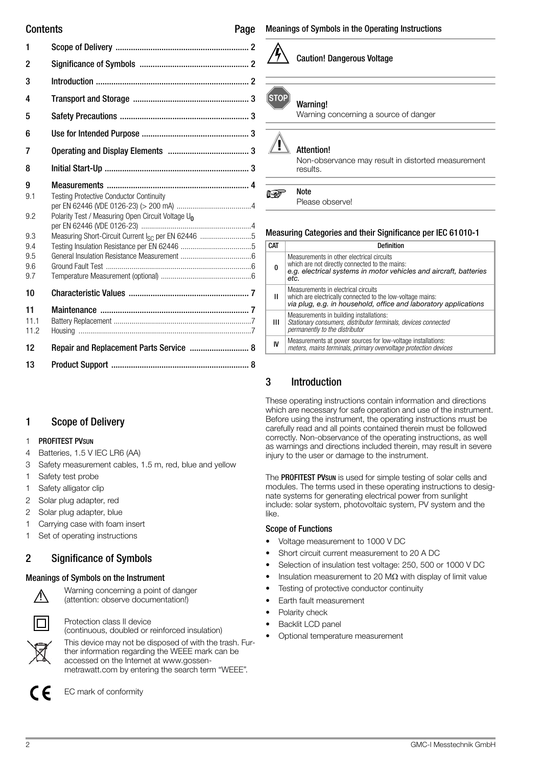## Contents

| | | Page |
|---|---|---|
| 1 | Scope of Delivery | 2 |
| 2 | Significance of Symbols | 2 |
| 3 | Introduction | 2 |
| 4 | Transport and Storage | 3 |
| 5 | Safety Precautions | 3 |
| 6 | Use for Intended Purpose | 3 |
| 7 | Operating and Display Elements | 3 |
| 8 | Initial Start-Up | 3 |
| 9 | Measurements | 4 |
| 9.1 | Testing Protective Conductor Continuity per EN 62446 (VDE 0126-23) (> 200 mA) | 4 |
| 9.2 | Polarity Test / Measuring Open Circuit Voltage $U_0$ per EN 62446 (VDE 0126-23) | 4 |
| 9.3 | Measuring Short-Circuit Current $I_{SC}$ per EN 62446 | 5 |
| 9.4 | Testing Insulation Resistance per EN 62446 | 5 |
| 9.5 | General Insulation Resistance Measurement | 6 |
| 9.6 | Ground Fault Test | 6 |
| 9.7 | Temperature Measurement (optional) | 6 |
| 10 | Characteristic Values | 7 |
| 11 | Maintenance | 7 |
| 11.1 | Battery Replacement | 7 |
| 11.2 | Housing | 7 |
| 12 | Repair and Replacement Parts Service | 8 |
| 13 | Product Support | 8 |

## 1 Scope of Delivery

- 1 **PROFITEST PVSUN**
- 4 Batteries, 1.5 V IEC LR6 (AA)
- 3 Safety measurement cables, 1.5 m, red, blue and yellow
- 1 Safety test probe
- 1 Safety alligator clip
- 2 Solar plug adapter, red
- 2 Solar plug adapter, blue
- 1 Carrying case with foam insert
- 1 Set of operating instructions

## 2 Significance of Symbols

### Meanings of Symbols on the Instrument

Warning concerning a point of danger (attention: observe documentation!)

Protection class II device (continuous, doubled or reinforced insulation)

This device may not be disposed of with the trash. Further information regarding the WEEE mark can be accessed on the Internet at www.gossen-metrawatt.com by entering the search term “WEEE”.

EC mark of conformity

### Meanings of Symbols in the Operating Instructions

**Caution! Dangerous Voltage**

**Warning!**
Warning concerning a source of danger

**Attention!**
Non-observance may result in distorted measurement results.

**Note**
Please observe!

### Measuring Categories and their Significance per IEC 61010-1

| CAT | Definition |
|---|---|
| 0 | Measurements in other electrical circuits which are not directly connected to the mains: *e.g. electrical systems in motor vehicles and aircraft, batteries etc.* |
| II | Measurements in electrical circuits which are electrically connected to the low-voltage mains: *via plug, e.g. in household, office and laboratory applications* |
| III | Measurements in building installations: *Stationary consumers, distributor terminals, devices connected permanently to the distributor* |
| IV | Measurements at power sources for low-voltage installations: *meters, mains terminals, primary overvoltage protection devices* |

## 3 Introduction

These operating instructions contain information and directions which are necessary for safe operation and use of the instrument. Before using the instrument, the operating instructions must be carefully read and all points contained therein must be followed correctly. Non-observance of the operating instructions, as well as warnings and directions included therein, may result in severe injury to the user or damage to the instrument.

The **PROFITEST PVSUN** is used for simple testing of solar cells and modules. The terms used in these operating instructions to designate systems for generating electrical power from sunlight include: solar system, photovoltaic system, PV system and the like.

### Scope of Functions

- Voltage measurement to 1000 V DC
- Short circuit current measurement to 20 A DC
- Selection of insulation test voltage: 250, 500 or 1000 V DC
- Insulation measurement to 20 MΩ with display of limit value
- Testing of protective conductor continuity
- Earth fault measurement
- Polarity check
- Backlit LCD panel
- Optional temperature measurement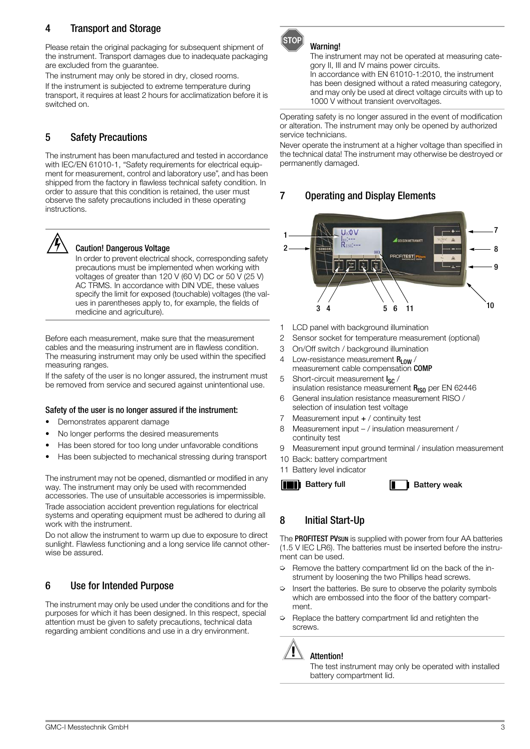## 4 Transport and Storage

Please retain the original packaging for subsequent shipment of the instrument. Transport damages due to inadequate packaging are excluded from the guarantee.

The instrument may only be stored in dry, closed rooms.

If the instrument is subjected to extreme temperature during transport, it requires at least 2 hours for acclimatization before it is switched on.

## 5 Safety Precautions

The instrument has been manufactured and tested in accordance with IEC/EN 61010-1, "Safety requirements for electrical equipment for measurement, control and laboratory use", and has been shipped from the factory in flawless technical safety condition. In order to assure that this condition is retained, the user must observe the safety precautions included in these operating instructions.

**Caution! Dangerous Voltage**

In order to prevent electrical shock, corresponding safety precautions must be implemented when working with voltages of greater than 120 V (60 V) DC or 50 V (25 V) AC TRMS. In accordance with DIN VDE, these values specify the limit for exposed (touchable) voltages (the values in parentheses apply to, for example, the fields of medicine and agriculture).

Before each measurement, make sure that the measurement cables and the measuring instrument are in flawless condition. The measuring instrument may only be used within the specified measuring ranges.

If the safety of the user is no longer assured, the instrument must be removed from service and secured against unintentional use.

**Safety of the user is no longer assured if the instrument:**

- Demonstrates apparent damage
- No longer performs the desired measurements
- Has been stored for too long under unfavorable conditions
- Has been subjected to mechanical stressing during transport

The instrument may not be opened, dismantled or modified in any way. The instrument may only be used with recommended accessories. The use of unsuitable accessories is impermissible.

Trade association accident prevention regulations for electrical systems and operating equipment must be adhered to during all work with the instrument.

Do not allow the instrument to warm up due to exposure to direct sunlight. Flawless functioning and a long service life cannot otherwise be assured.

## 6 Use for Intended Purpose

The instrument may only be used under the conditions and for the purposes for which it has been designed. In this respect, special attention must be given to safety precautions, technical data regarding ambient conditions and use in a dry environment.

**Warning!**

The instrument may not be operated at measuring category II, III and IV mains power circuits.
In accordance with EN 61010-1:2010, the instrument has been designed without a rated measuring category, and may only be used at direct voltage circuits with up to 1000 V without transient overvoltages.

Operating safety is no longer assured in the event of modification or alteration. The instrument may only be opened by authorized service technicians.

Never operate the instrument at a higher voltage than specified in the technical data! The instrument may otherwise be destroyed or permanently damaged.

## 7 Operating and Display Elements

1 LCD panel with background illumination
2 Sensor socket for temperature measurement (optional)
3 On/Off switch / background illumination
4 Low-resistance measurement $R_{LOW}$ / measurement cable compensation **COMP**
5 Short-circuit measurement $I_{SC}$ / insulation resistance measurement $R_{ISO}$ per EN 62446
6 General insulation resistance measurement RISO / selection of insulation test voltage
7 Measurement input + / continuity test
8 Measurement input – / insulation measurement / continuity test
9 Measurement input ground terminal / insulation measurement
10 Back: battery compartment
11 Battery level indicator

Battery full — Battery weak

## 8 Initial Start-Up

The **PROFITEST PVSUN** is supplied with power from four AA batteries (1.5 V IEC LR6). The batteries must be inserted before the instrument can be used.

- Remove the battery compartment lid on the back of the instrument by loosening the two Phillips head screws.
- Insert the batteries. Be sure to observe the polarity symbols which are embossed into the floor of the battery compartment.
- Replace the battery compartment lid and retighten the screws.

**Attention!**

The test instrument may only be operated with installed battery compartment lid.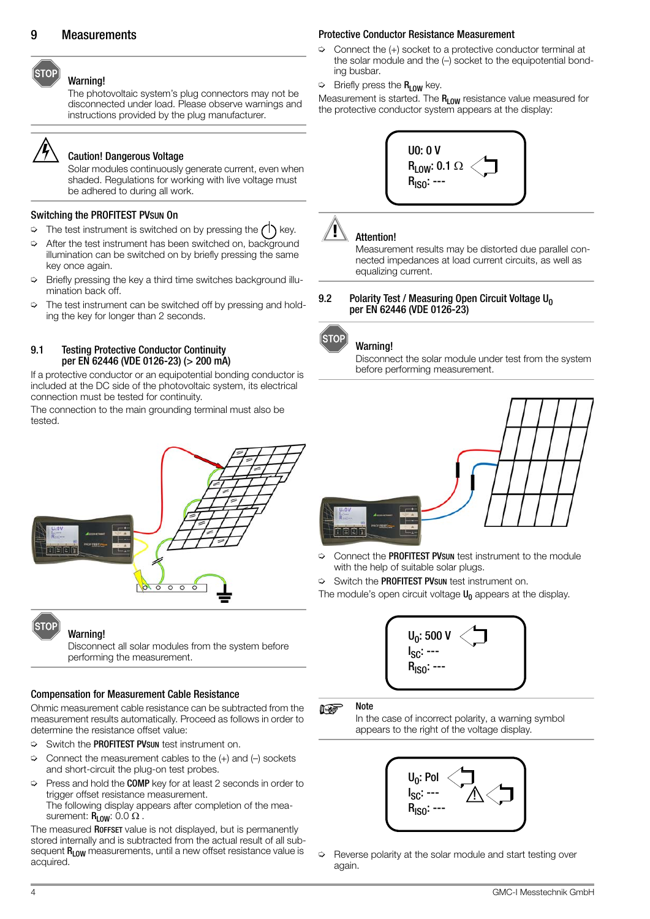# 9 Measurements

**Warning!**
The photovoltaic system's plug connectors may not be disconnected under load. Please observe warnings and instructions provided by the plug manufacturer.

**Caution! Dangerous Voltage**
Solar modules continuously generate current, even when shaded. Regulations for working with live voltage must be adhered to during all work.

### Switching the PROFITEST PVSUN On

- The test instrument is switched on by pressing the ⏻ key.
- After the test instrument has been switched on, background illumination can be switched on by briefly pressing the same key once again.
- Briefly pressing the key a third time switches background illumination back off.
- The test instrument can be switched off by pressing and holding the key for longer than 2 seconds.

## 9.1 Testing Protective Conductor Continuity per EN 62446 (VDE 0126-23) (> 200 mA)

If a protective conductor or an equipotential bonding conductor is included at the DC side of the photovoltaic system, its electrical connection must be tested for continuity.
The connection to the main grounding terminal must also be tested.

**Warning!**
Disconnect all solar modules from the system before performing the measurement.

### Compensation for Measurement Cable Resistance

Ohmic measurement cable resistance can be subtracted from the measurement results automatically. Proceed as follows in order to determine the resistance offset value:

- Switch the **PROFITEST PVSUN** test instrument on.
- Connect the measurement cables to the (+) and (–) sockets and short-circuit the plug-on test probes.
- Press and hold the **COMP** key for at least 2 seconds in order to trigger offset resistance measurement.
  The following display appears after completion of the measurement: $R_{LOW}$: 0.0 Ω .

The measured **ROFFSET** value is not displayed, but is permanently stored internally and is subtracted from the actual result of all subsequent $R_{LOW}$ measurements, until a new offset resistance value is acquired.

### Protective Conductor Resistance Measurement

- Connect the (+) socket to a protective conductor terminal at the solar module and the (–) socket to the equipotential bonding busbar.
- Briefly press the $R_{LOW}$ key.

Measurement is started. The $R_{LOW}$ resistance value measured for the protective conductor system appears at the display:

U0: 0 V
$R_{LOW}$: 0.1 Ω
$R_{ISO}$: ---

**Attention!**
Measurement results may be distorted due parallel connected impedances at load current circuits, as well as equalizing current.

## 9.2 Polarity Test / Measuring Open Circuit Voltage $U_0$ per EN 62446 (VDE 0126-23)

**Warning!**
Disconnect the solar module under test from the system before performing measurement.

- Connect the **PROFITEST PVSUN** test instrument to the module with the help of suitable solar plugs.
- Switch the **PROFITEST PVSUN** test instrument on.

The module's open circuit voltage $U_0$ appears at the display.

$U_0$: 500 V
$I_{SC}$: ---
$R_{ISO}$: ---

**Note**
In the case of incorrect polarity, a warning symbol appears to the right of the voltage display.

$U_0$: Pol ⚠
$I_{SC}$: ---
$R_{ISO}$: ---

- Reverse polarity at the solar module and start testing over again.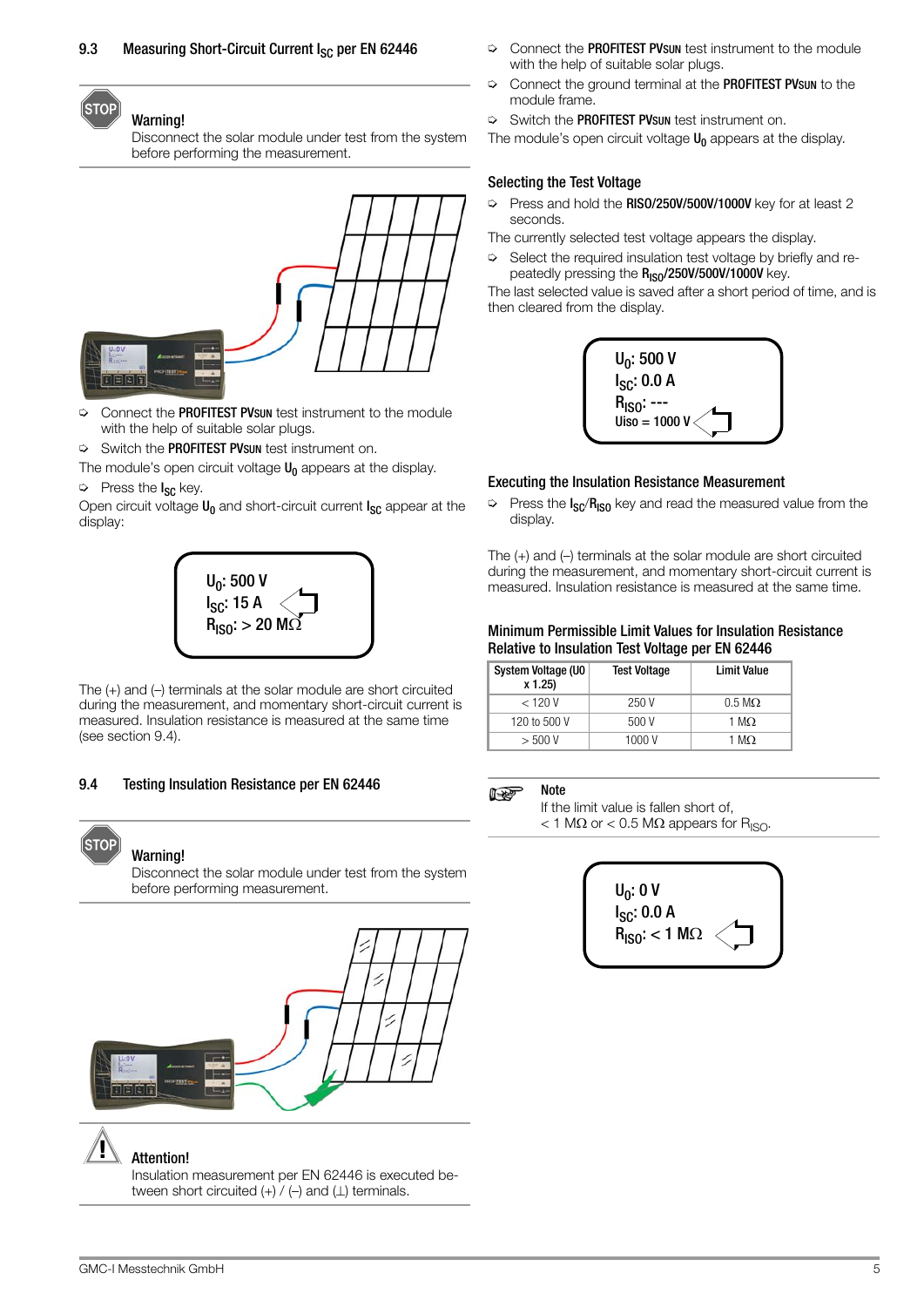## 9.3 Measuring Short-Circuit Current $I_{SC}$ per EN 62446

**Warning!**
Disconnect the solar module under test from the system before performing the measurement.

- Connect the **PROFITEST PVSUN** test instrument to the module with the help of suitable solar plugs.
- Switch the **PROFITEST PVSUN** test instrument on.

The module's open circuit voltage $U_0$ appears at the display.

- Press the $I_{SC}$ key.

Open circuit voltage $U_0$ and short-circuit current $I_{SC}$ appear at the display:

$U_0$: 500 V
$I_{SC}$: 15 A
$R_{ISO}$: > 20 MΩ

The (+) and (–) terminals at the solar module are short circuited during the measurement, and momentary short-circuit current is measured. Insulation resistance is measured at the same time (see section 9.4).

## 9.4 Testing Insulation Resistance per EN 62446

**Warning!**
Disconnect the solar module under test from the system before performing measurement.

**Attention!**
Insulation measurement per EN 62446 is executed between short circuited (+) / (–) and (⊥) terminals.

- Connect the **PROFITEST PVSUN** test instrument to the module with the help of suitable solar plugs.
- Connect the ground terminal at the **PROFITEST PVSUN** to the module frame.
- Switch the **PROFITEST PVSUN** test instrument on.

The module's open circuit voltage $U_0$ appears at the display.

### Selecting the Test Voltage

- Press and hold the **RISO/250V/500V/1000V** key for at least 2 seconds.

The currently selected test voltage appears the display.

- Select the required insulation test voltage by briefly and repeatedly pressing the **$R_{ISO}$/250V/500V/1000V** key.

The last selected value is saved after a short period of time, and is then cleared from the display.

$U_0$: 500 V
$I_{SC}$: 0.0 A
$R_{ISO}$: ---
Uiso = 1000 V

### Executing the Insulation Resistance Measurement

- Press the $I_{SC}/R_{ISO}$ key and read the measured value from the display.

The (+) and (–) terminals at the solar module are short circuited during the measurement, and momentary short-circuit current is measured. Insulation resistance is measured at the same time.

### Minimum Permissible Limit Values for Insulation Resistance Relative to Insulation Test Voltage per EN 62446

| System Voltage (U0 x 1.25) | Test Voltage | Limit Value |
|---|---|---|
| < 120 V | 250 V | 0.5 MΩ |
| 120 to 500 V | 500 V | 1 MΩ |
| > 500 V | 1000 V | 1 MΩ |

**Note**
If the limit value is fallen short of,
< 1 MΩ or < 0.5 MΩ appears for $R_{ISO}$.

$U_0$: 0 V
$I_{SC}$: 0.0 A
$R_{ISO}$: < 1 MΩ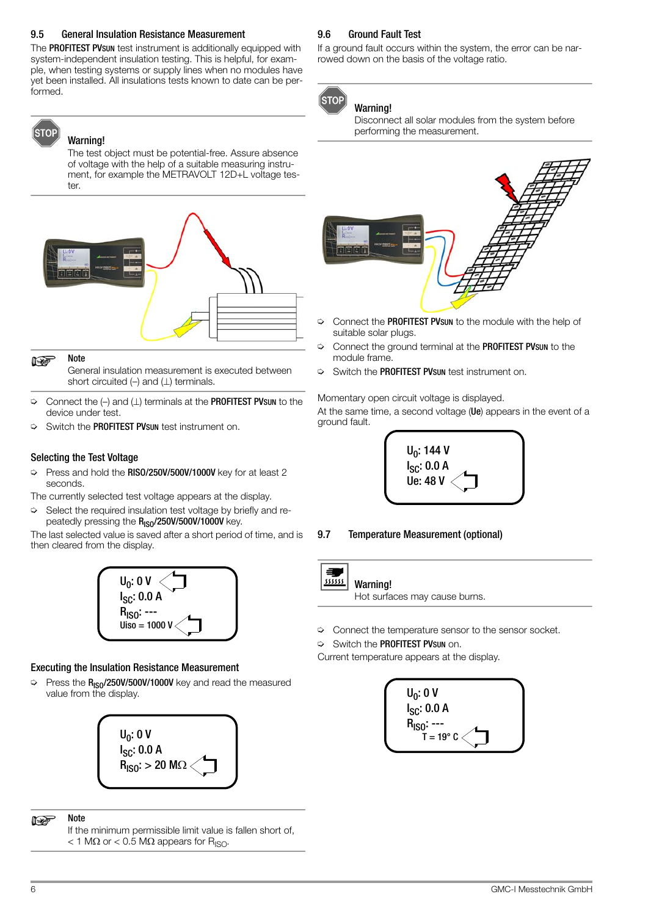## 9.5 General Insulation Resistance Measurement

The **PROFITEST PVsun** test instrument is additionally equipped with system-independent insulation testing. This is helpful, for example, when testing systems or supply lines when no modules have yet been installed. All insulations tests known to date can be performed.

**Warning!**
The test object must be potential-free. Assure absence of voltage with the help of a suitable measuring instrument, for example the METRAVOLT 12D+L voltage tester.

**Note**
General insulation measurement is executed between short circuited (–) and (⊥) terminals.

- Connect the (–) and (⊥) terminals at the **PROFITEST PVsun** to the device under test.
- Switch the **PROFITEST PVsun** test instrument on.

### Selecting the Test Voltage

- Press and hold the **RISO/250V/500V/1000V** key for at least 2 seconds.

The currently selected test voltage appears at the display.

- Select the required insulation test voltage by briefly and repeatedly pressing the **$R_{ISO}$/250V/500V/1000V** key.

The last selected value is saved after a short period of time, and is then cleared from the display.

$U_0$: 0 V
$I_{SC}$: 0.0 A
$R_{ISO}$: ---
Uiso = 1000 V

### Executing the Insulation Resistance Measurement

- Press the **$R_{ISO}$/250V/500V/1000V** key and read the measured value from the display.

$U_0$: 0 V
$I_{SC}$: 0.0 A
$R_{ISO}$: > 20 MΩ

**Note**
If the minimum permissible limit value is fallen short of, < 1 MΩ or < 0.5 MΩ appears for $R_{ISO}$.

## 9.6 Ground Fault Test

If a ground fault occurs within the system, the error can be narrowed down on the basis of the voltage ratio.

**Warning!**
Disconnect all solar modules from the system before performing the measurement.

- Connect the **PROFITEST PVsun** to the module with the help of suitable solar plugs.
- Connect the ground terminal at the **PROFITEST PVsun** to the module frame.
- Switch the **PROFITEST PVsun** test instrument on.

Momentary open circuit voltage is displayed.

At the same time, a second voltage (**Ue**) appears in the event of a ground fault.

$U_0$: 144 V
$I_{SC}$: 0.0 A
Ue: 48 V

## 9.7 Temperature Measurement (optional)

**Warning!**
Hot surfaces may cause burns.

- Connect the temperature sensor to the sensor socket.
- Switch the **PROFITEST PVsun** on.

Current temperature appears at the display.

$U_0$: 0 V
$I_{SC}$: 0.0 A
$R_{ISO}$: ---
T = 19° C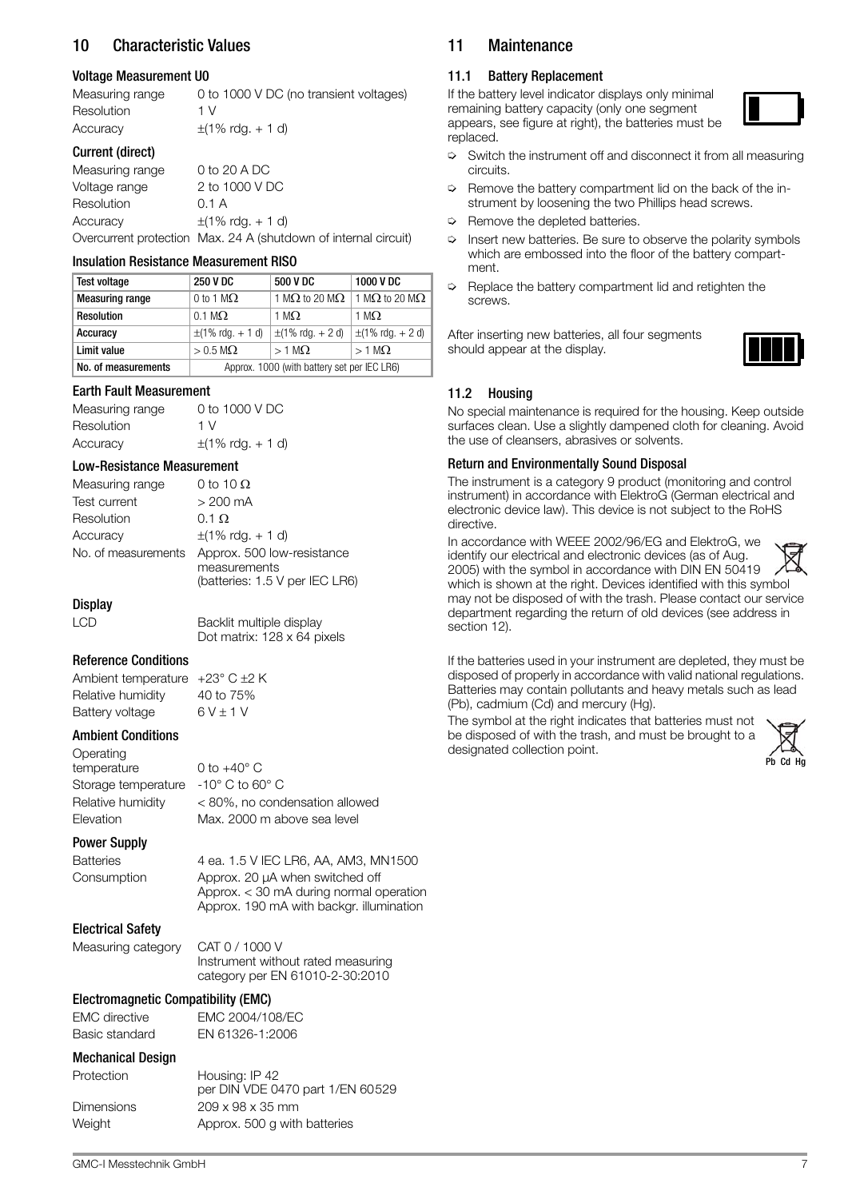## 10 Characteristic Values

### Voltage Measurement U0

| | |
|---|---|
| Measuring range | 0 to 1000 V DC (no transient voltages) |
| Resolution | 1 V |
| Accuracy | ±(1% rdg. + 1 d) |

### Current (direct)

| | |
|---|---|
| Measuring range | 0 to 20 A DC |
| Voltage range | 2 to 1000 V DC |
| Resolution | 0.1 A |
| Accuracy | ±(1% rdg. + 1 d) |
| Overcurrent protection | Max. 24 A (shutdown of internal circuit) |

### Insulation Resistance Measurement RISO

| Test voltage | 250 V DC | 500 V DC | 1000 V DC |
|---|---|---|---|
| Measuring range | 0 to 1 MΩ | 1 MΩ to 20 MΩ | 1 MΩ to 20 MΩ |
| Resolution | 0.1 MΩ | 1 MΩ | 1 MΩ |
| Accuracy | ±(1% rdg. + 1 d) | ±(1% rdg. + 2 d) | ±(1% rdg. + 2 d) |
| Limit value | > 0.5 MΩ | > 1 MΩ | > 1 MΩ |
| No. of measurements | Approx. 1000 (with battery set per IEC LR6) | | |

### Earth Fault Measurement

| | |
|---|---|
| Measuring range | 0 to 1000 V DC |
| Resolution | 1 V |
| Accuracy | ±(1% rdg. + 1 d) |

### Low-Resistance Measurement

| | |
|---|---|
| Measuring range | 0 to 10 Ω |
| Test current | > 200 mA |
| Resolution | 0.1 Ω |
| Accuracy | ±(1% rdg. + 1 d) |
| No. of measurements | Approx. 500 low-resistance measurements (batteries: 1.5 V per IEC LR6) |

### Display

| | |
|---|---|
| LCD | Backlit multiple display<br>Dot matrix: 128 x 64 pixels |

### Reference Conditions

| | |
|---|---|
| Ambient temperature | +23° C ±2 K |
| Relative humidity | 40 to 75% |
| Battery voltage | 6 V ± 1 V |

### Ambient Conditions

| | |
|---|---|
| Operating temperature | 0 to +40° C |
| Storage temperature | -10° C to 60° C |
| Relative humidity | < 80%, no condensation allowed |
| Elevation | Max. 2000 m above sea level |

### Power Supply

| | |
|---|---|
| Batteries | 4 ea. 1.5 V IEC LR6, AA, AM3, MN1500 |
| Consumption | Approx. 20 µA when switched off<br>Approx. < 30 mA during normal operation<br>Approx. 190 mA with backgr. illumination |

### Electrical Safety

| | |
|---|---|
| Measuring category | CAT 0 / 1000 V<br>Instrument without rated measuring category per EN 61010-2-30:2010 |

### Electromagnetic Compatibility (EMC)

| | |
|---|---|
| EMC directive | EMC 2004/108/EC |
| Basic standard | EN 61326-1:2006 |

### Mechanical Design

| | |
|---|---|
| Protection | Housing: IP 42<br>per DIN VDE 0470 part 1/EN 60529 |
| Dimensions | 209 x 98 x 35 mm |
| Weight | Approx. 500 g with batteries |

## 11 Maintenance

### 11.1 Battery Replacement

If the battery level indicator displays only minimal remaining battery capacity (only one segment appears, see figure at right), the batteries must be replaced.

- Switch the instrument off and disconnect it from all measuring circuits.
- Remove the battery compartment lid on the back of the instrument by loosening the two Phillips head screws.
- Remove the depleted batteries.
- Insert new batteries. Be sure to observe the polarity symbols which are embossed into the floor of the battery compartment.
- Replace the battery compartment lid and retighten the screws.

After inserting new batteries, all four segments should appear at the display.

### 11.2 Housing

No special maintenance is required for the housing. Keep outside surfaces clean. Use a slightly dampened cloth for cleaning. Avoid the use of cleansers, abrasives or solvents.

### Return and Environmentally Sound Disposal

The instrument is a category 9 product (monitoring and control instrument) in accordance with ElektroG (German electrical and electronic device law). This device is not subject to the RoHS directive.

In accordance with WEEE 2002/96/EG and ElektroG, we identify our electrical and electronic devices (as of Aug. 2005) with the symbol in accordance with DIN EN 50419 which is shown at the right. Devices identified with this symbol may not be disposed of with the trash. Please contact our service department regarding the return of old devices (see address in section 12).

If the batteries used in your instrument are depleted, they must be disposed of properly in accordance with valid national regulations. Batteries may contain pollutants and heavy metals such as lead (Pb), cadmium (Cd) and mercury (Hg).

The symbol at the right indicates that batteries must not be disposed of with the trash, and must be brought to a designated collection point.

Pb Cd Hg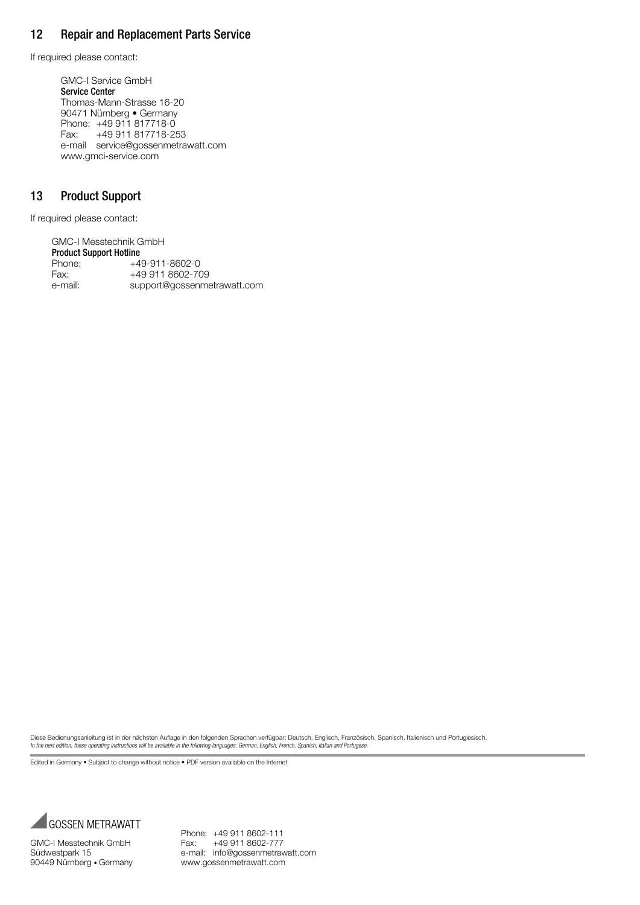## 12 Repair and Replacement Parts Service

If required please contact:

GMC-I Service GmbH
**Service Center**
Thomas-Mann-Strasse 16-20
90471 Nürnberg • Germany
Phone: +49 911 817718-0
Fax: +49 911 817718-253
e-mail service@gossenmetrawatt.com
www.gmci-service.com

## 13 Product Support

If required please contact:

GMC-I Messtechnik GmbH
**Product Support Hotline**
Phone: +49-911-8602-0
Fax: +49 911 8602-709
e-mail: support@gossenmetrawatt.com

Diese Bedienungsanleitung ist in der nächsten Auflage in den folgenden Sprachen verfügbar: Deutsch, Englisch, Französisch, Spanisch, Italienisch und Portugiesisch.
*In the next edition, these operating instructions will be available in the following languages: German, English, French, Spanish, Italian and Portugese.*

Edited in Germany • Subject to change without notice • PDF version available on the Internet

GOSSEN METRAWATT

GMC-I Messtechnik GmbH
Südwestpark 15
90449 Nürnberg • Germany

Phone: +49 911 8602-111
Fax: +49 911 8602-777
e-mail: info@gossenmetrawatt.com
www.gossenmetrawatt.com